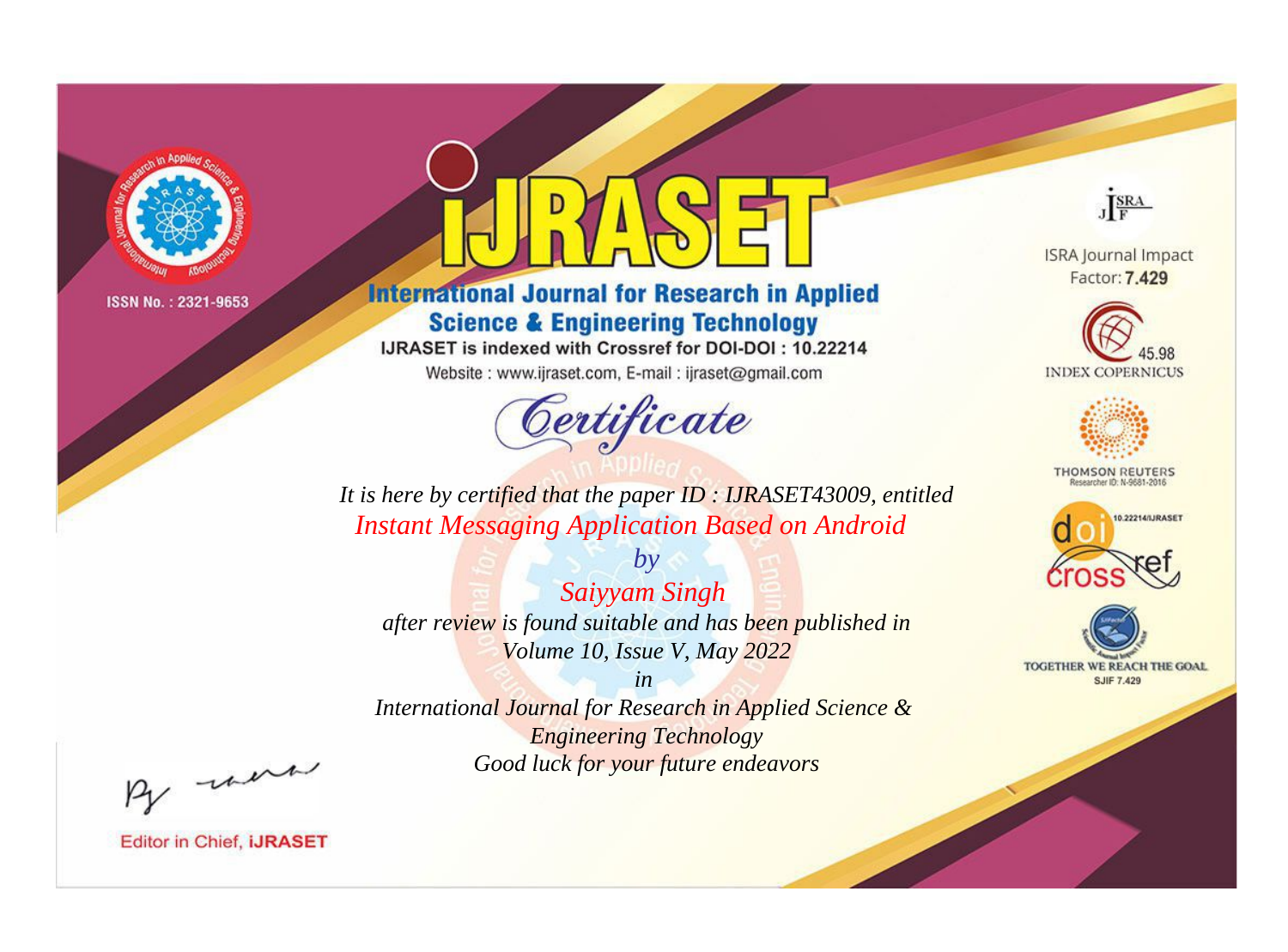ISSN No. : 2321-9653

# IJRASET

## International Journal for Research in Applied Science & Engineering Technology

IJRASET is indexed with Crossref for DOI-DOI : 10.22214

Website : www.ijraset.com, E-mail : ijraset@gmail.com

## *Certificate*

*It is here by certified that the paper ID : IJRASET43009, entitled*

*Instant Messaging Application Based on Android*

*by*

*Saiyyam Singh*

*after review is found suitable and has been published in*

*Volume 10, Issue V, May 2022*

*in*

*International Journal for Research in Applied Science & Engineering Technology*

*Good luck for your future endeavors*

ISRA Journal Impact Factor: **7.429**

45.98 INDEX COPERNICUS

THOMSON REUTERS Researcher ID: N-9681-2016

10.22214/IJRASET

TOGETHER WE REACH THE GOAL SJIF 7.429

Editor in Chief, **iJRASET**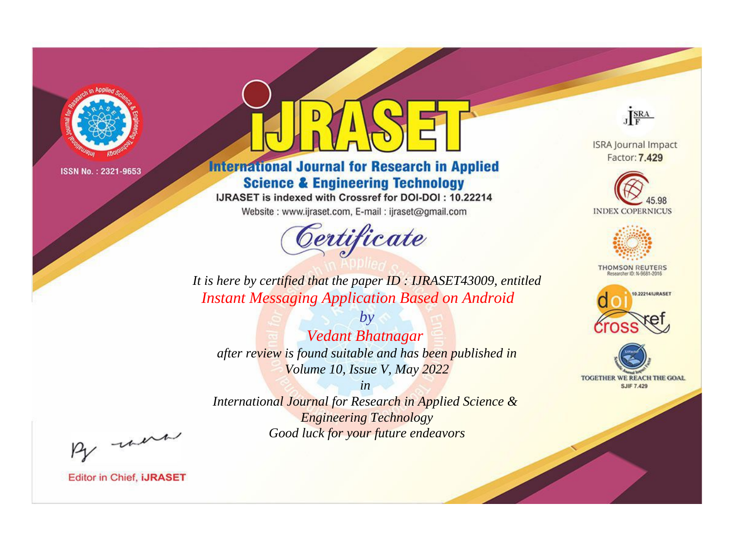ISSN No. : 2321-9653

# iJRASET

## International Journal for Research in Applied Science & Engineering Technology

IJRASET is indexed with Crossref for DOI-DOI : 10.22214

Website : www.ijraset.com, E-mail : ijraset@gmail.com

ISRA Journal Impact Factor: **7.429**

45.98 INDEX COPERNICUS

THOMSON REUTERS Researcher ID: N-9681-2016

10.22214/IJRASET

TOGETHER WE REACH THE GOAL SJIF 7.429

# *Certificate*

*It is here by certified that the paper ID : IJRASET43009, entitled*

*Instant Messaging Application Based on Android*

*by*

*Vedant Bhatnagar*

*after review is found suitable and has been published in*

*Volume 10, Issue V, May 2022*

*in*

*International Journal for Research in Applied Science & Engineering Technology*

*Good luck for your future endeavors*

Editor in Chief, **iJRASET**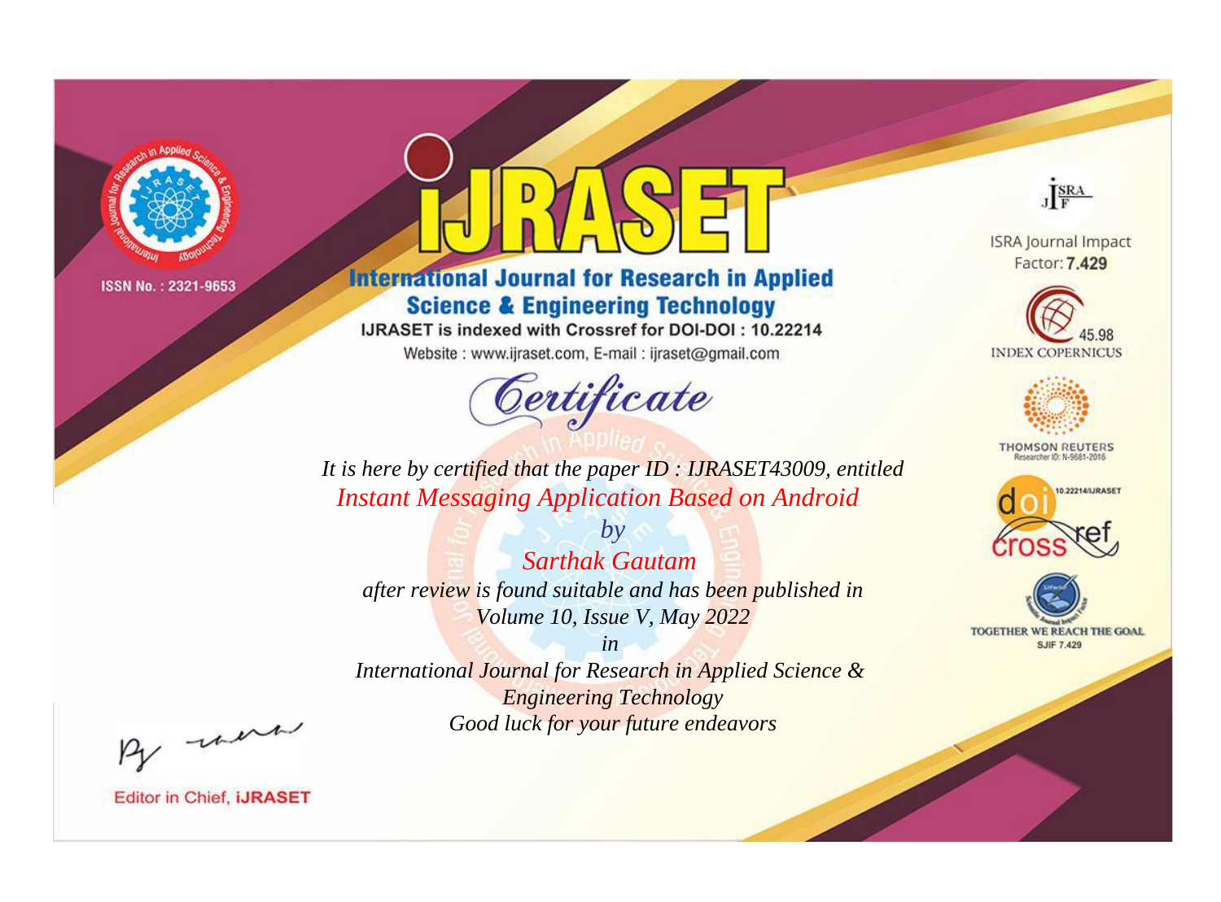ISSN No. : 2321-9653

# IJRASET

## International Journal for Research in Applied Science & Engineering Technology

IJRASET is indexed with Crossref for DOI-DOI : 10.22214

Website : www.ijraset.com, E-mail : ijraset@gmail.com

ISRA Journal Impact Factor: **7.429**

45.98 INDEX COPERNICUS

THOMSON REUTERS Researcher ID: N-9681-2016

10.22214/IJRASET

TOGETHER WE REACH THE GOAL SJIF 7.429

# *Certificate*

*It is here by certified that the paper ID : IJRASET43009, entitled*

*Instant Messaging Application Based on Android*

*by*

*Sarthak Gautam*

*after review is found suitable and has been published in*

*Volume 10, Issue V, May 2022*

*in*

*International Journal for Research in Applied Science & Engineering Technology*

*Good luck for your future endeavors*

Editor in Chief, **iJRASET**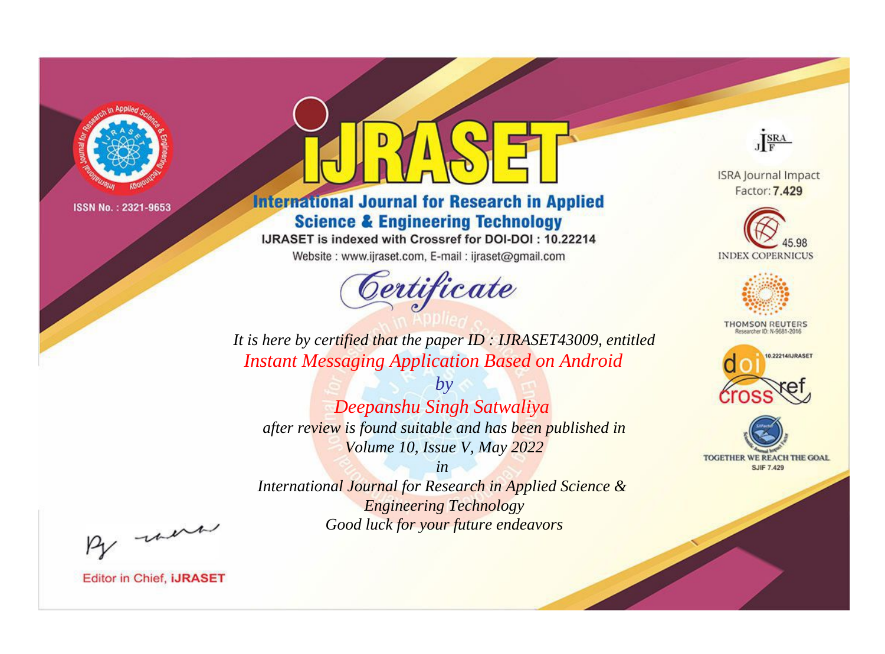ISSN No. : 2321-9653

# iJRASET

## International Journal for Research in Applied Science & Engineering Technology

IJRASET is indexed with Crossref for DOI-DOI : 10.22214

Website : www.ijraset.com, E-mail : ijraset@gmail.com

*Certificate*

*It is here by certified that the paper ID : IJRASET43009, entitled*

*Instant Messaging Application Based on Android*

*by*

*Deepanshu Singh Satwaliya*

*after review is found suitable and has been published in*

*Volume 10, Issue V, May 2022*

*in*

*International Journal for Research in Applied Science & Engineering Technology*

*Good luck for your future endeavors*

ISRA Journal Impact Factor: **7.429**

45.98 INDEX COPERNICUS

THOMSON REUTERS Researcher ID: N-9681-2016

10.22214/IJRASET

TOGETHER WE REACH THE GOAL SJIF 7.429

Editor in Chief, **iJRASET**